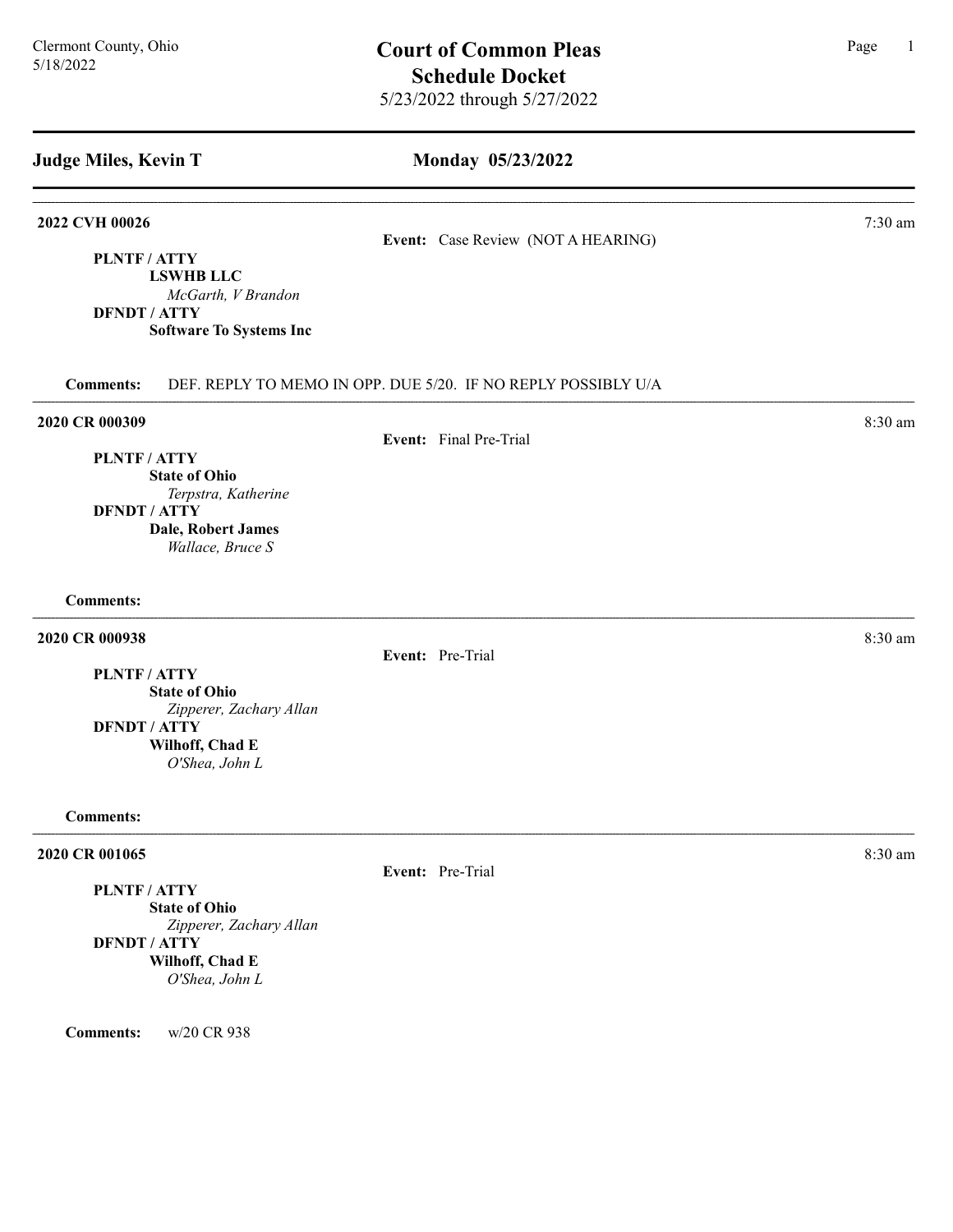Clermont County, Ohio
5/18/2022

# Court of Common Pleas
## Schedule Docket
5/23/2022 through 5/27/2022

---

**Judge Miles, Kevin T** | **Monday 05/23/2022**

---

**2022 CVH 00026** — 7:30 am

**Event:** Case Review (NOT A HEARING)

**PLNTF / ATTY**
**LSWHB LLC**
*McGarth, V Brandon*
**DFNDT / ATTY**
**Software To Systems Inc**

**Comments:** DEF. REPLY TO MEMO IN OPP. DUE 5/20. IF NO REPLY POSSIBLY U/A

---

**2020 CR 000309** — 8:30 am

**Event:** Final Pre-Trial

**PLNTF / ATTY**
**State of Ohio**
*Terpstra, Katherine*
**DFNDT / ATTY**
**Dale, Robert James**
*Wallace, Bruce S*

**Comments:**

---

**2020 CR 000938** — 8:30 am

**Event:** Pre-Trial

**PLNTF / ATTY**
**State of Ohio**
*Zipperer, Zachary Allan*
**DFNDT / ATTY**
**Wilhoff, Chad E**
*O'Shea, John L*

**Comments:**

---

**2020 CR 001065** — 8:30 am

**Event:** Pre-Trial

**PLNTF / ATTY**
**State of Ohio**
*Zipperer, Zachary Allan*
**DFNDT / ATTY**
**Wilhoff, Chad E**
*O'Shea, John L*

**Comments:** w/20 CR 938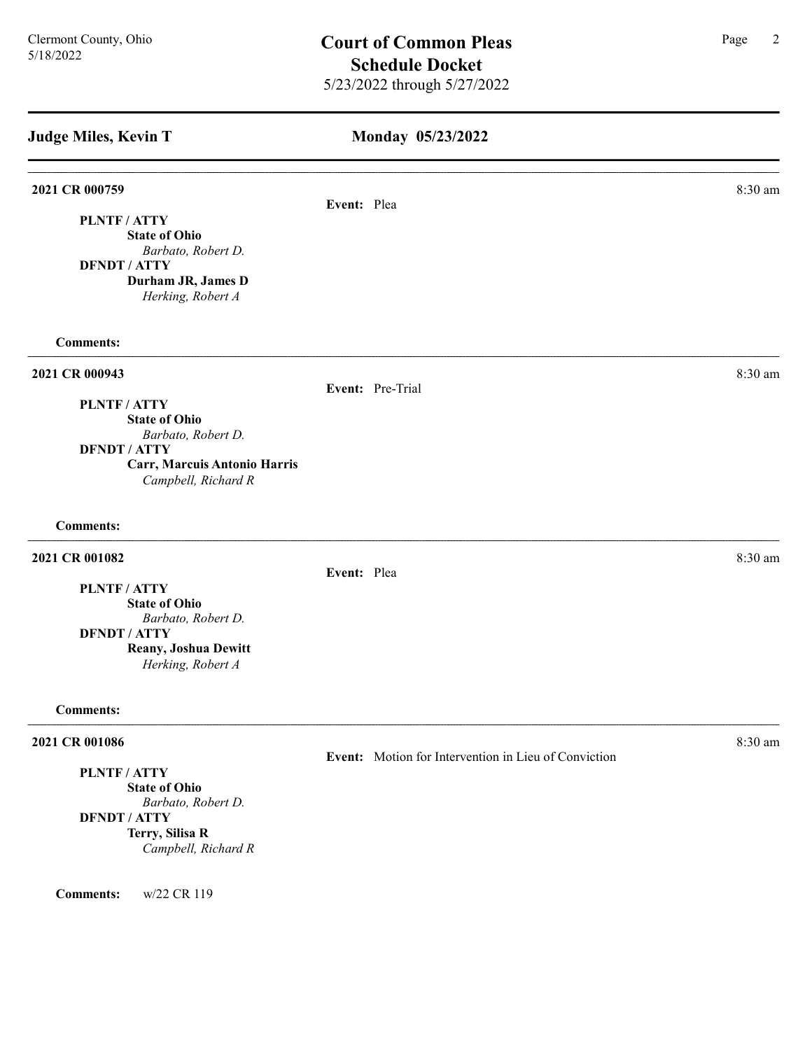## Judge Miles, Kevin T

## Monday 05/23/2022

---

**2021 CR 000759** — 8:30 am

**Event:** Plea

**PLNTF / ATTY**
**State of Ohio**
*Barbato, Robert D.*

**DFNDT / ATTY**
**Durham JR, James D**
*Herking, Robert A*

**Comments:**

---

**2021 CR 000943** — 8:30 am

**Event:** Pre-Trial

**PLNTF / ATTY**
**State of Ohio**
*Barbato, Robert D.*

**DFNDT / ATTY**
**Carr, Marcuis Antonio Harris**
*Campbell, Richard R*

**Comments:**

---

**2021 CR 001082** — 8:30 am

**Event:** Plea

**PLNTF / ATTY**
**State of Ohio**
*Barbato, Robert D.*

**DFNDT / ATTY**
**Reany, Joshua Dewitt**
*Herking, Robert A*

**Comments:**

---

**2021 CR 001086** — 8:30 am

**Event:** Motion for Intervention in Lieu of Conviction

**PLNTF / ATTY**
**State of Ohio**
*Barbato, Robert D.*

**DFNDT / ATTY**
**Terry, Silisa R**
*Campbell, Richard R*

**Comments:** w/22 CR 119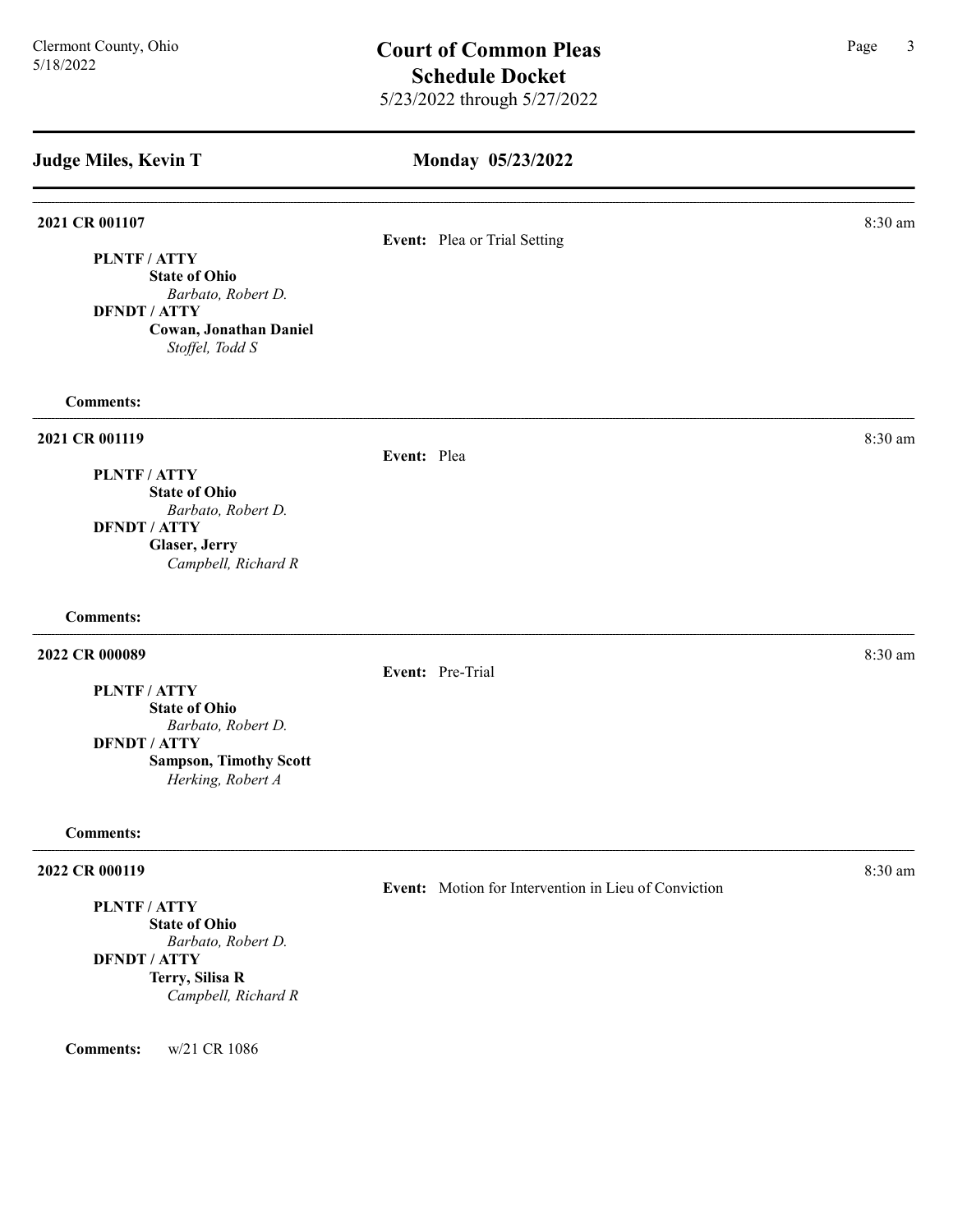## Judge Miles, Kevin T

### Monday 05/23/2022

---

**2021 CR 001107** — 8:30 am

**Event:** Plea or Trial Setting

**PLNTF / ATTY**
**State of Ohio**
*Barbato, Robert D.*

**DFNDT / ATTY**
**Cowan, Jonathan Daniel**
*Stoffel, Todd S*

**Comments:**

---

**2021 CR 001119** — 8:30 am

**Event:** Plea

**PLNTF / ATTY**
**State of Ohio**
*Barbato, Robert D.*

**DFNDT / ATTY**
**Glaser, Jerry**
*Campbell, Richard R*

**Comments:**

---

**2022 CR 000089** — 8:30 am

**Event:** Pre-Trial

**PLNTF / ATTY**
**State of Ohio**
*Barbato, Robert D.*

**DFNDT / ATTY**
**Sampson, Timothy Scott**
*Herking, Robert A*

**Comments:**

---

**2022 CR 000119** — 8:30 am

**Event:** Motion for Intervention in Lieu of Conviction

**PLNTF / ATTY**
**State of Ohio**
*Barbato, Robert D.*

**DFNDT / ATTY**
**Terry, Silisa R**
*Campbell, Richard R*

**Comments:** w/21 CR 1086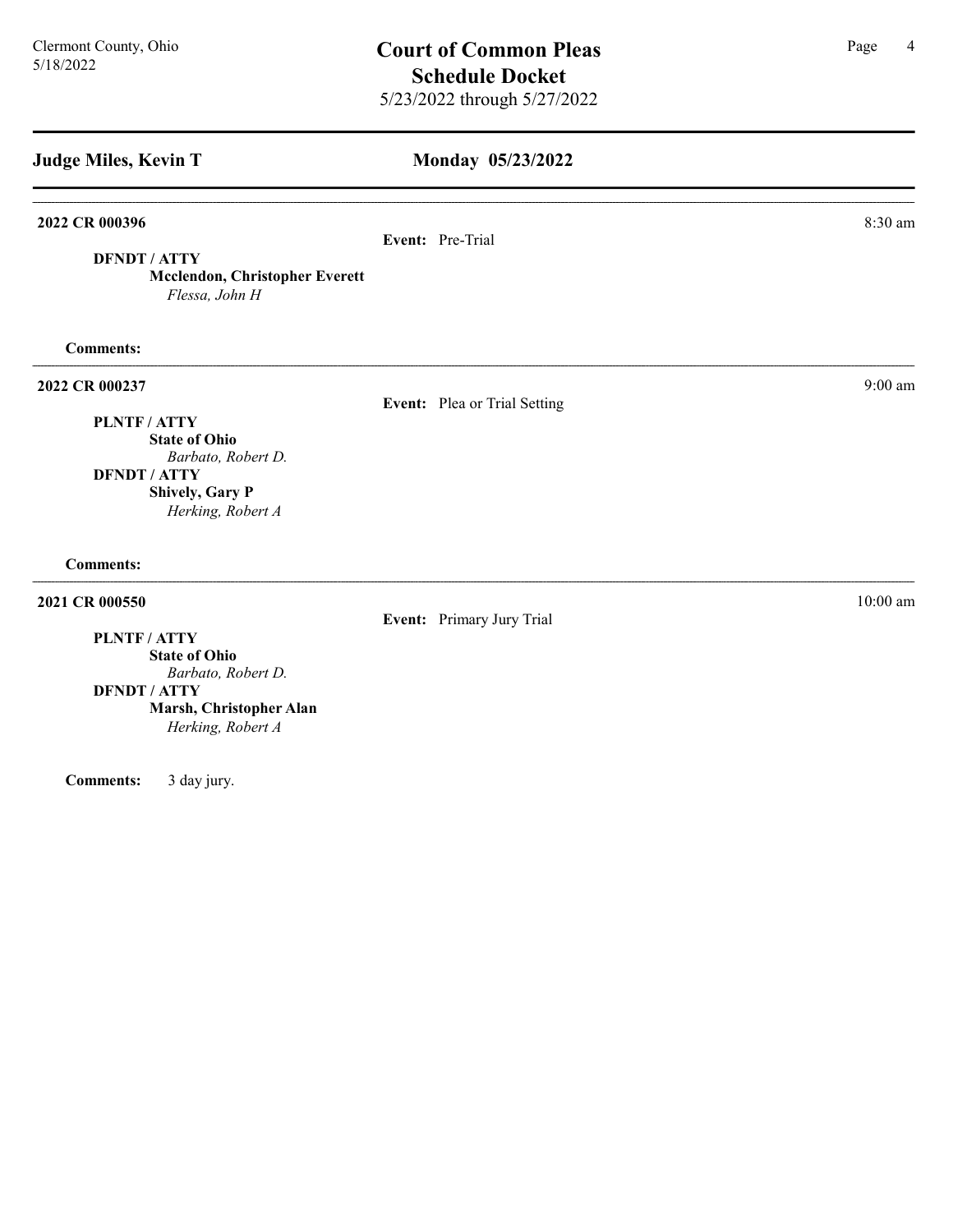## Judge Miles, Kevin T

### Monday 05/23/2022

---

**2022 CR 000396** — 8:30 am

**Event:** Pre-Trial

**DFNDT / ATTY**
**Mcclendon, Christopher Everett**
*Flessa, John H*

**Comments:**

---

**2022 CR 000237** — 9:00 am

**Event:** Plea or Trial Setting

**PLNTF / ATTY**
**State of Ohio**
*Barbato, Robert D.*

**DFNDT / ATTY**
**Shively, Gary P**
*Herking, Robert A*

**Comments:**

---

**2021 CR 000550** — 10:00 am

**Event:** Primary Jury Trial

**PLNTF / ATTY**
**State of Ohio**
*Barbato, Robert D.*

**DFNDT / ATTY**
**Marsh, Christopher Alan**
*Herking, Robert A*

**Comments:** 3 day jury.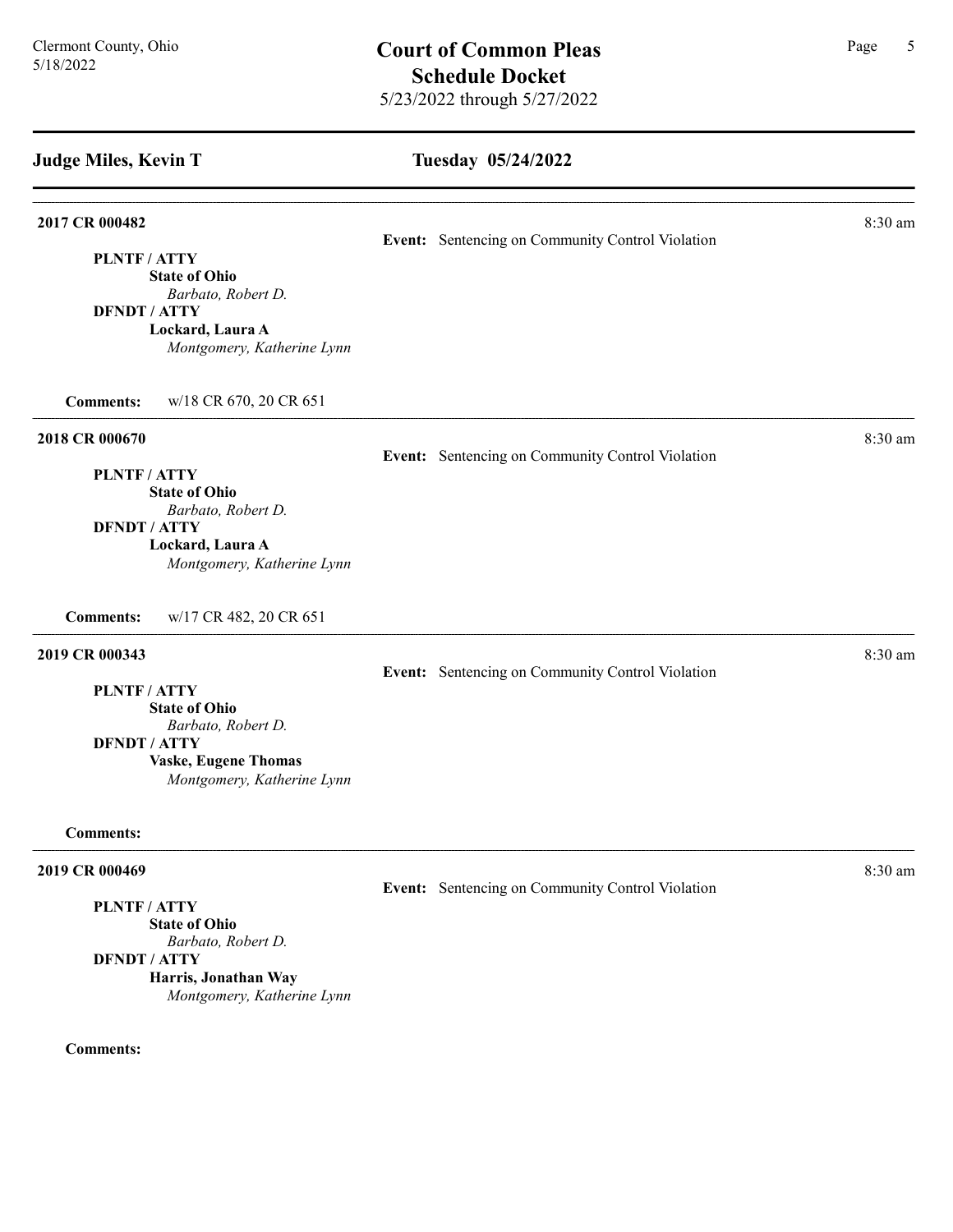## Judge Miles, Kevin T

### Tuesday 05/24/2022

---

**2017 CR 000482** — 8:30 am

**Event:** Sentencing on Community Control Violation

**PLNTF / ATTY**
**State of Ohio**
*Barbato, Robert D.*

**DFNDT / ATTY**
**Lockard, Laura A**
*Montgomery, Katherine Lynn*

**Comments:** w/18 CR 670, 20 CR 651

---

**2018 CR 000670** — 8:30 am

**Event:** Sentencing on Community Control Violation

**PLNTF / ATTY**
**State of Ohio**
*Barbato, Robert D.*

**DFNDT / ATTY**
**Lockard, Laura A**
*Montgomery, Katherine Lynn*

**Comments:** w/17 CR 482, 20 CR 651

---

**2019 CR 000343** — 8:30 am

**Event:** Sentencing on Community Control Violation

**PLNTF / ATTY**
**State of Ohio**
*Barbato, Robert D.*

**DFNDT / ATTY**
**Vaske, Eugene Thomas**
*Montgomery, Katherine Lynn*

**Comments:**

---

**2019 CR 000469** — 8:30 am

**Event:** Sentencing on Community Control Violation

**PLNTF / ATTY**
**State of Ohio**
*Barbato, Robert D.*

**DFNDT / ATTY**
**Harris, Jonathan Way**
*Montgomery, Katherine Lynn*

**Comments:**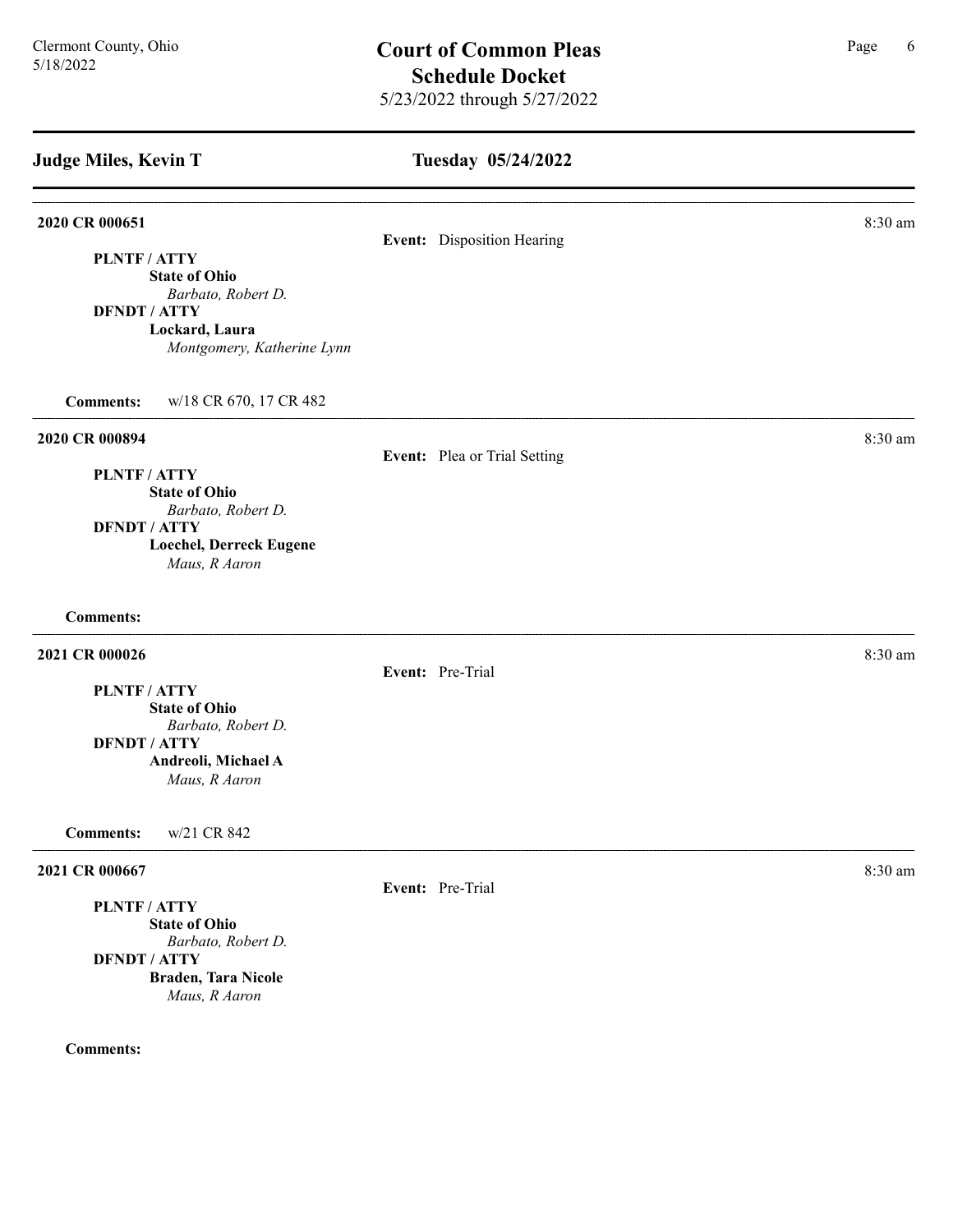## Judge Miles, Kevin T

### Tuesday 05/24/2022

---

**2020 CR 000651** — 8:30 am

**Event:** Disposition Hearing

**PLNTF / ATTY**
**State of Ohio**
*Barbato, Robert D.*
**DFNDT / ATTY**
**Lockard, Laura**
*Montgomery, Katherine Lynn*

**Comments:** w/18 CR 670, 17 CR 482

---

**2020 CR 000894** — 8:30 am

**Event:** Plea or Trial Setting

**PLNTF / ATTY**
**State of Ohio**
*Barbato, Robert D.*
**DFNDT / ATTY**
**Loechel, Derreck Eugene**
*Maus, R Aaron*

**Comments:**

---

**2021 CR 000026** — 8:30 am

**Event:** Pre-Trial

**PLNTF / ATTY**
**State of Ohio**
*Barbato, Robert D.*
**DFNDT / ATTY**
**Andreoli, Michael A**
*Maus, R Aaron*

**Comments:** w/21 CR 842

---

**2021 CR 000667** — 8:30 am

**Event:** Pre-Trial

**PLNTF / ATTY**
**State of Ohio**
*Barbato, Robert D.*
**DFNDT / ATTY**
**Braden, Tara Nicole**
*Maus, R Aaron*

**Comments:**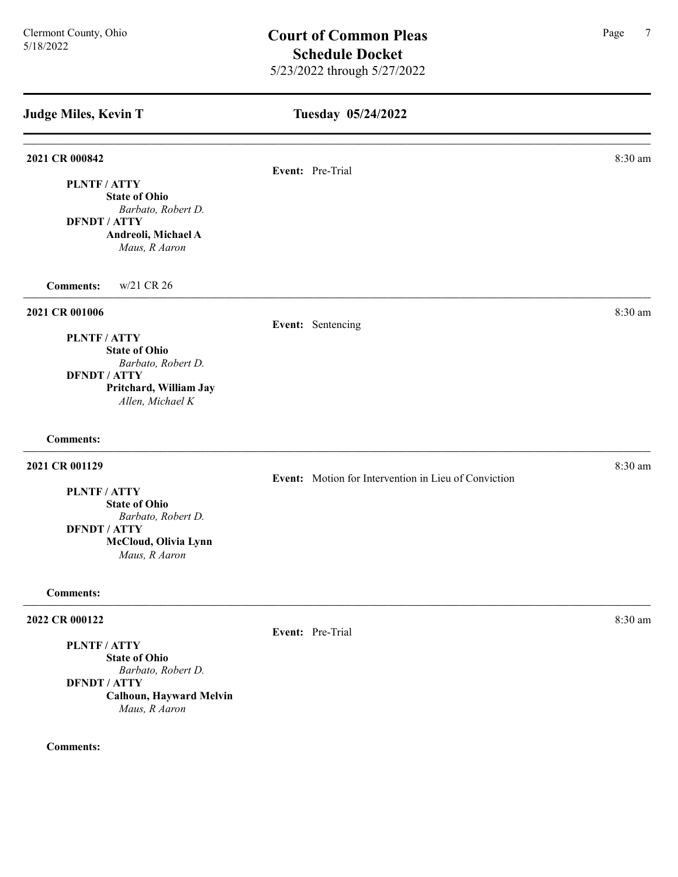# Court of Common Pleas
## Schedule Docket
5/23/2022 through 5/27/2022

Clermont County, Ohio
5/18/2022

## Judge Miles, Kevin T — Tuesday 05/24/2022

---

**2021 CR 000842** — 8:30 am

**Event:** Pre-Trial

**PLNTF / ATTY**
**State of Ohio**
*Barbato, Robert D.*
**DFNDT / ATTY**
**Andreoli, Michael A**
*Maus, R Aaron*

**Comments:** w/21 CR 26

---

**2021 CR 001006** — 8:30 am

**Event:** Sentencing

**PLNTF / ATTY**
**State of Ohio**
*Barbato, Robert D.*
**DFNDT / ATTY**
**Pritchard, William Jay**
*Allen, Michael K*

**Comments:**

---

**2021 CR 001129** — 8:30 am

**Event:** Motion for Intervention in Lieu of Conviction

**PLNTF / ATTY**
**State of Ohio**
*Barbato, Robert D.*
**DFNDT / ATTY**
**McCloud, Olivia Lynn**
*Maus, R Aaron*

**Comments:**

---

**2022 CR 000122** — 8:30 am

**Event:** Pre-Trial

**PLNTF / ATTY**
**State of Ohio**
*Barbato, Robert D.*
**DFNDT / ATTY**
**Calhoun, Hayward Melvin**
*Maus, R Aaron*

**Comments:**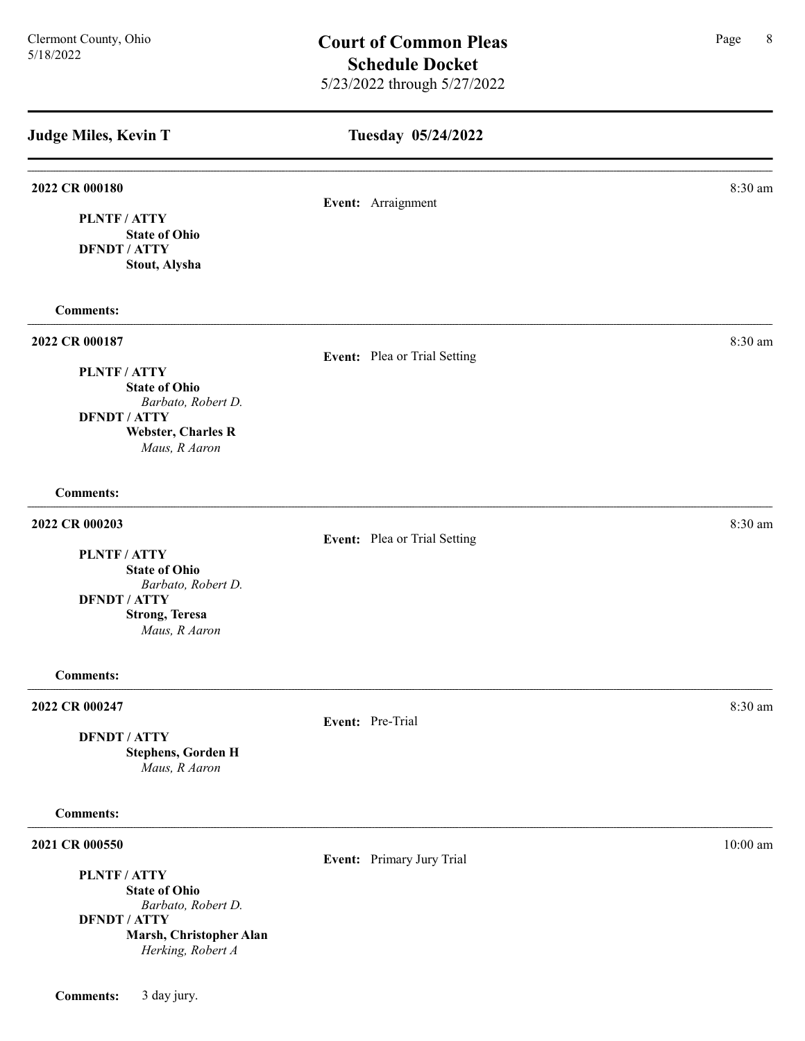# Court of Common Pleas Schedule Docket

5/23/2022 through 5/27/2022

Clermont County, Ohio
5/18/2022

## Judge Miles, Kevin T — Tuesday 05/24/2022

---

**2022 CR 000180** — 8:30 am

**Event:** Arraignment

**PLNTF / ATTY**
**State of Ohio**

**DFNDT / ATTY**
**Stout, Alysha**

**Comments:**

---

**2022 CR 000187** — 8:30 am

**Event:** Plea or Trial Setting

**PLNTF / ATTY**
**State of Ohio**
*Barbato, Robert D.*

**DFNDT / ATTY**
**Webster, Charles R**
*Maus, R Aaron*

**Comments:**

---

**2022 CR 000203** — 8:30 am

**Event:** Plea or Trial Setting

**PLNTF / ATTY**
**State of Ohio**
*Barbato, Robert D.*

**DFNDT / ATTY**
**Strong, Teresa**
*Maus, R Aaron*

**Comments:**

---

**2022 CR 000247** — 8:30 am

**Event:** Pre-Trial

**DFNDT / ATTY**
**Stephens, Gorden H**
*Maus, R Aaron*

**Comments:**

---

**2021 CR 000550** — 10:00 am

**Event:** Primary Jury Trial

**PLNTF / ATTY**
**State of Ohio**
*Barbato, Robert D.*

**DFNDT / ATTY**
**Marsh, Christopher Alan**
*Herking, Robert A*

**Comments:** 3 day jury.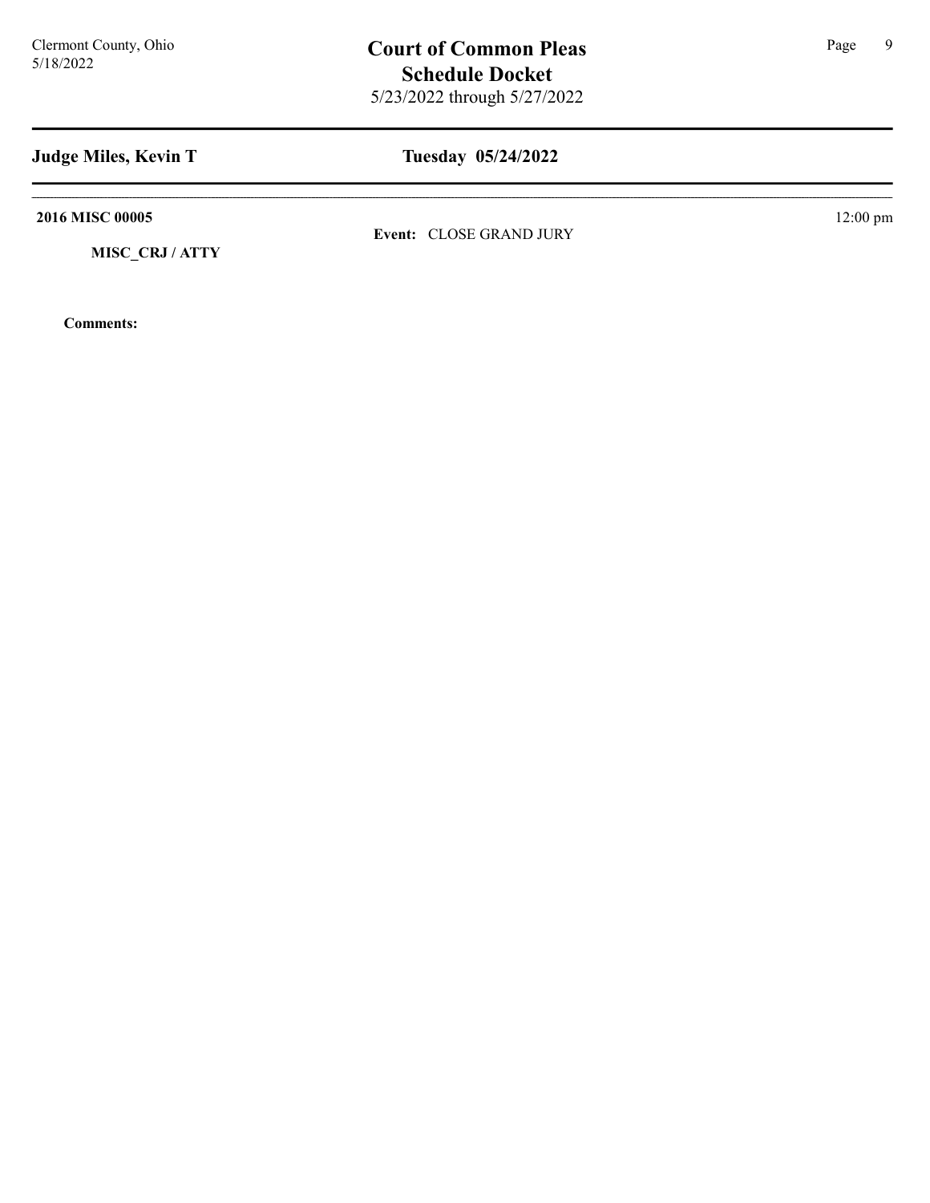## Judge Miles, Kevin T

## Tuesday 05/24/2022

**2016 MISC 00005** 12:00 pm

**Event:** CLOSE GRAND JURY

**MISC_CRJ / ATTY**

**Comments:**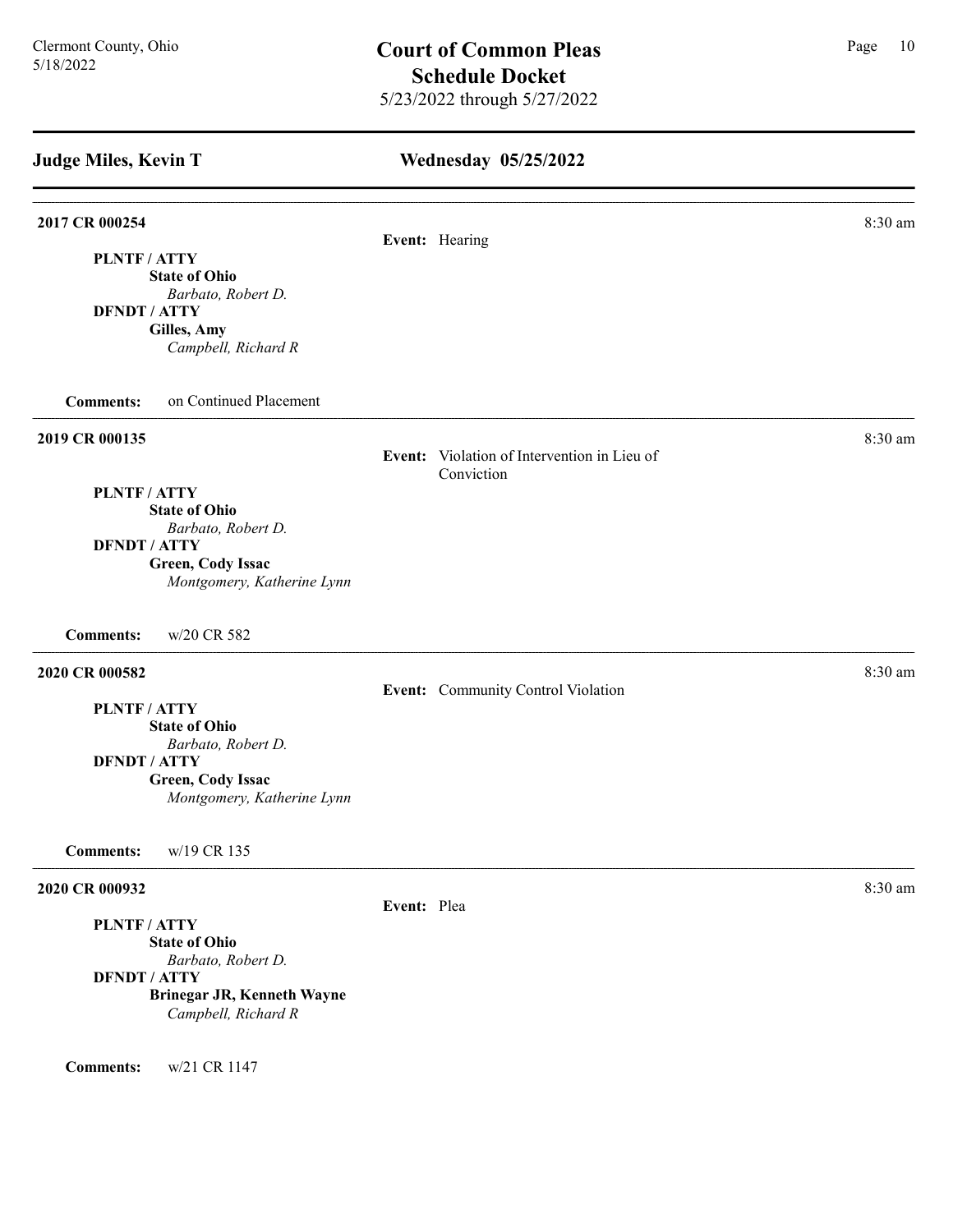## Judge Miles, Kevin T

### Wednesday 05/25/2022

---

**2017 CR 000254** — 8:30 am

**Event:** Hearing

**PLNTF / ATTY**
**State of Ohio**
*Barbato, Robert D.*
**DFNDT / ATTY**
**Gilles, Amy**
*Campbell, Richard R*

**Comments:** on Continued Placement

---

**2019 CR 000135** — 8:30 am

**Event:** Violation of Intervention in Lieu of Conviction

**PLNTF / ATTY**
**State of Ohio**
*Barbato, Robert D.*
**DFNDT / ATTY**
**Green, Cody Issac**
*Montgomery, Katherine Lynn*

**Comments:** w/20 CR 582

---

**2020 CR 000582** — 8:30 am

**Event:** Community Control Violation

**PLNTF / ATTY**
**State of Ohio**
*Barbato, Robert D.*
**DFNDT / ATTY**
**Green, Cody Issac**
*Montgomery, Katherine Lynn*

**Comments:** w/19 CR 135

---

**2020 CR 000932** — 8:30 am

**Event:** Plea

**PLNTF / ATTY**
**State of Ohio**
*Barbato, Robert D.*
**DFNDT / ATTY**
**Brinegar JR, Kenneth Wayne**
*Campbell, Richard R*

**Comments:** w/21 CR 1147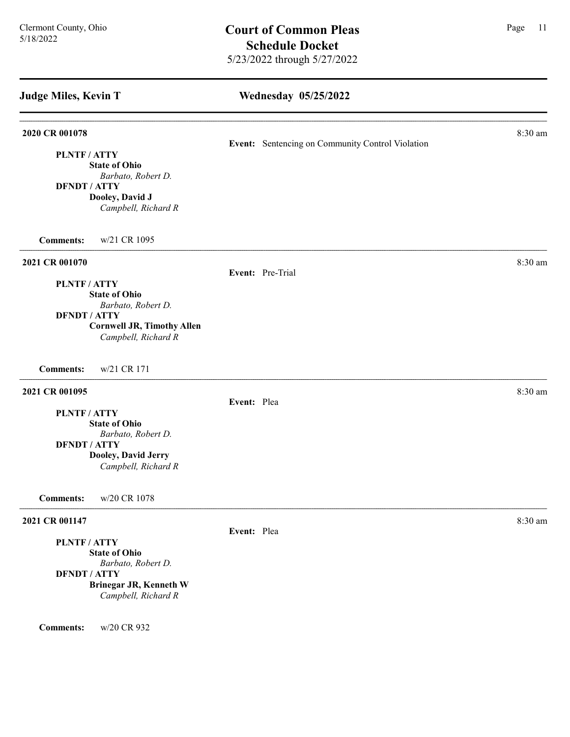## Judge Miles, Kevin T

## Wednesday 05/25/2022

**2020 CR 001078** — 8:30 am

**Event:** Sentencing on Community Control Violation

**PLNTF / ATTY**
**State of Ohio**
*Barbato, Robert D.*
**DFNDT / ATTY**
**Dooley, David J**
*Campbell, Richard R*

**Comments:** w/21 CR 1095

---

**2021 CR 001070** — 8:30 am

**Event:** Pre-Trial

**PLNTF / ATTY**
**State of Ohio**
*Barbato, Robert D.*
**DFNDT / ATTY**
**Cornwell JR, Timothy Allen**
*Campbell, Richard R*

**Comments:** w/21 CR 171

---

**2021 CR 001095** — 8:30 am

**Event:** Plea

**PLNTF / ATTY**
**State of Ohio**
*Barbato, Robert D.*
**DFNDT / ATTY**
**Dooley, David Jerry**
*Campbell, Richard R*

**Comments:** w/20 CR 1078

---

**2021 CR 001147** — 8:30 am

**Event:** Plea

**PLNTF / ATTY**
**State of Ohio**
*Barbato, Robert D.*
**DFNDT / ATTY**
**Brinegar JR, Kenneth W**
*Campbell, Richard R*

**Comments:** w/20 CR 932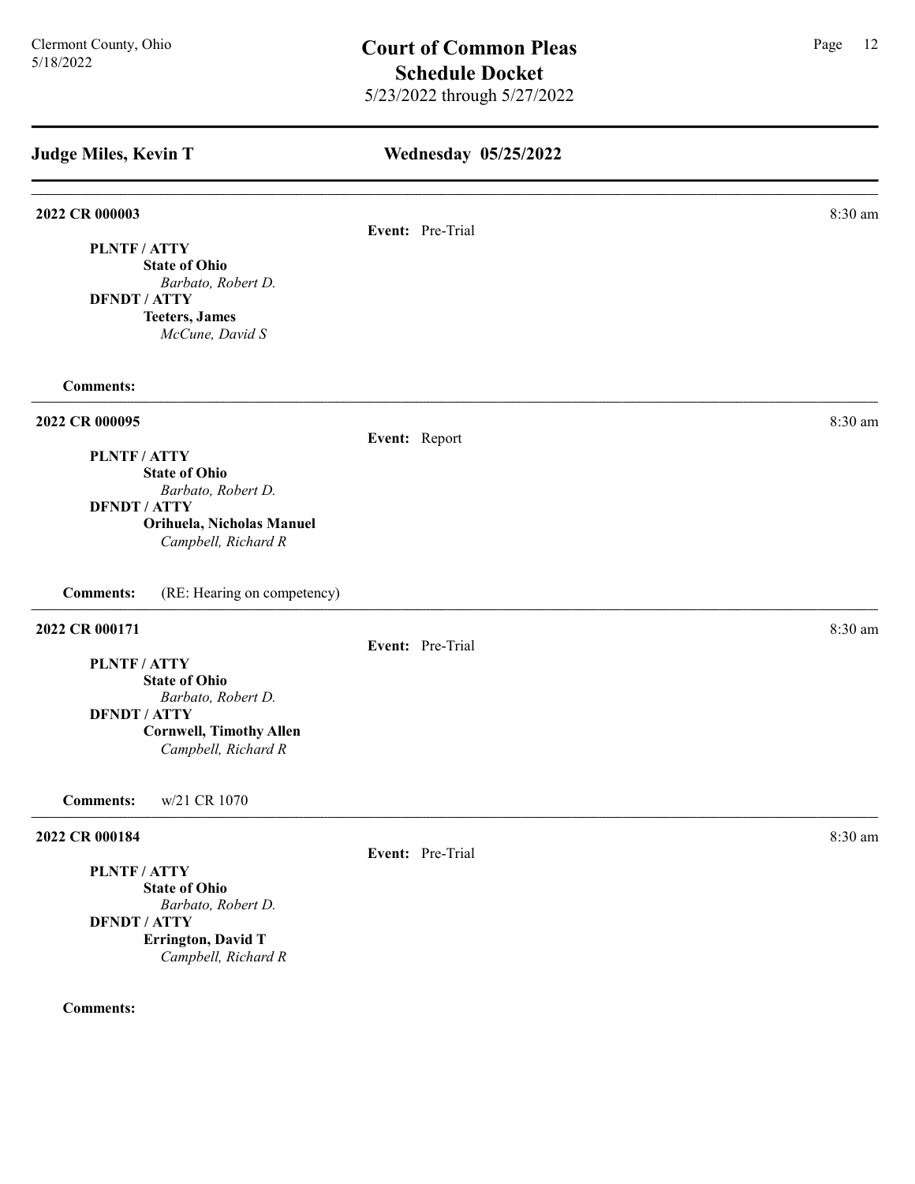## Judge Miles, Kevin T

## Wednesday 05/25/2022

---

**2022 CR 000003** — 8:30 am

**Event:** Pre-Trial

**PLNTF / ATTY**
**State of Ohio**
*Barbato, Robert D.*

**DFNDT / ATTY**
**Teeters, James**
*McCune, David S*

**Comments:**

---

**2022 CR 000095** — 8:30 am

**Event:** Report

**PLNTF / ATTY**
**State of Ohio**
*Barbato, Robert D.*

**DFNDT / ATTY**
**Orihuela, Nicholas Manuel**
*Campbell, Richard R*

**Comments:** (RE: Hearing on competency)

---

**2022 CR 000171** — 8:30 am

**Event:** Pre-Trial

**PLNTF / ATTY**
**State of Ohio**
*Barbato, Robert D.*

**DFNDT / ATTY**
**Cornwell, Timothy Allen**
*Campbell, Richard R*

**Comments:** w/21 CR 1070

---

**2022 CR 000184** — 8:30 am

**Event:** Pre-Trial

**PLNTF / ATTY**
**State of Ohio**
*Barbato, Robert D.*

**DFNDT / ATTY**
**Errington, David T**
*Campbell, Richard R*

**Comments:**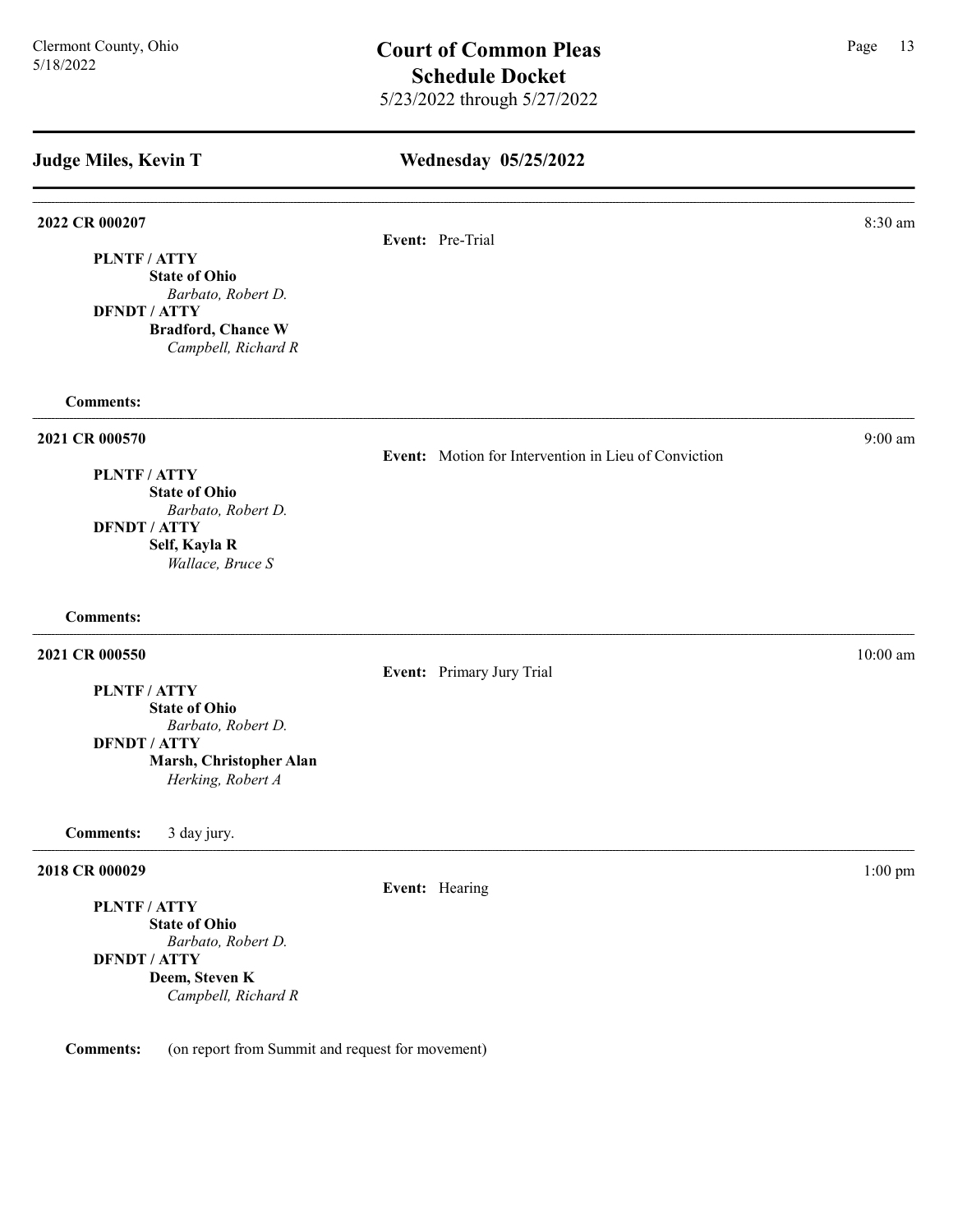# Court of Common Pleas
## Schedule Docket
5/23/2022 through 5/27/2022

Clermont County, Ohio
5/18/2022

## Judge Miles, Kevin T — Wednesday 05/25/2022

---

**2022 CR 000207** — 8:30 am

**Event:** Pre-Trial

**PLNTF / ATTY**
**State of Ohio**
*Barbato, Robert D.*
**DFNDT / ATTY**
**Bradford, Chance W**
*Campbell, Richard R*

**Comments:**

---

**2021 CR 000570** — 9:00 am

**Event:** Motion for Intervention in Lieu of Conviction

**PLNTF / ATTY**
**State of Ohio**
*Barbato, Robert D.*
**DFNDT / ATTY**
**Self, Kayla R**
*Wallace, Bruce S*

**Comments:**

---

**2021 CR 000550** — 10:00 am

**Event:** Primary Jury Trial

**PLNTF / ATTY**
**State of Ohio**
*Barbato, Robert D.*
**DFNDT / ATTY**
**Marsh, Christopher Alan**
*Herking, Robert A*

**Comments:** 3 day jury.

---

**2018 CR 000029** — 1:00 pm

**Event:** Hearing

**PLNTF / ATTY**
**State of Ohio**
*Barbato, Robert D.*
**DFNDT / ATTY**
**Deem, Steven K**
*Campbell, Richard R*

**Comments:** (on report from Summit and request for movement)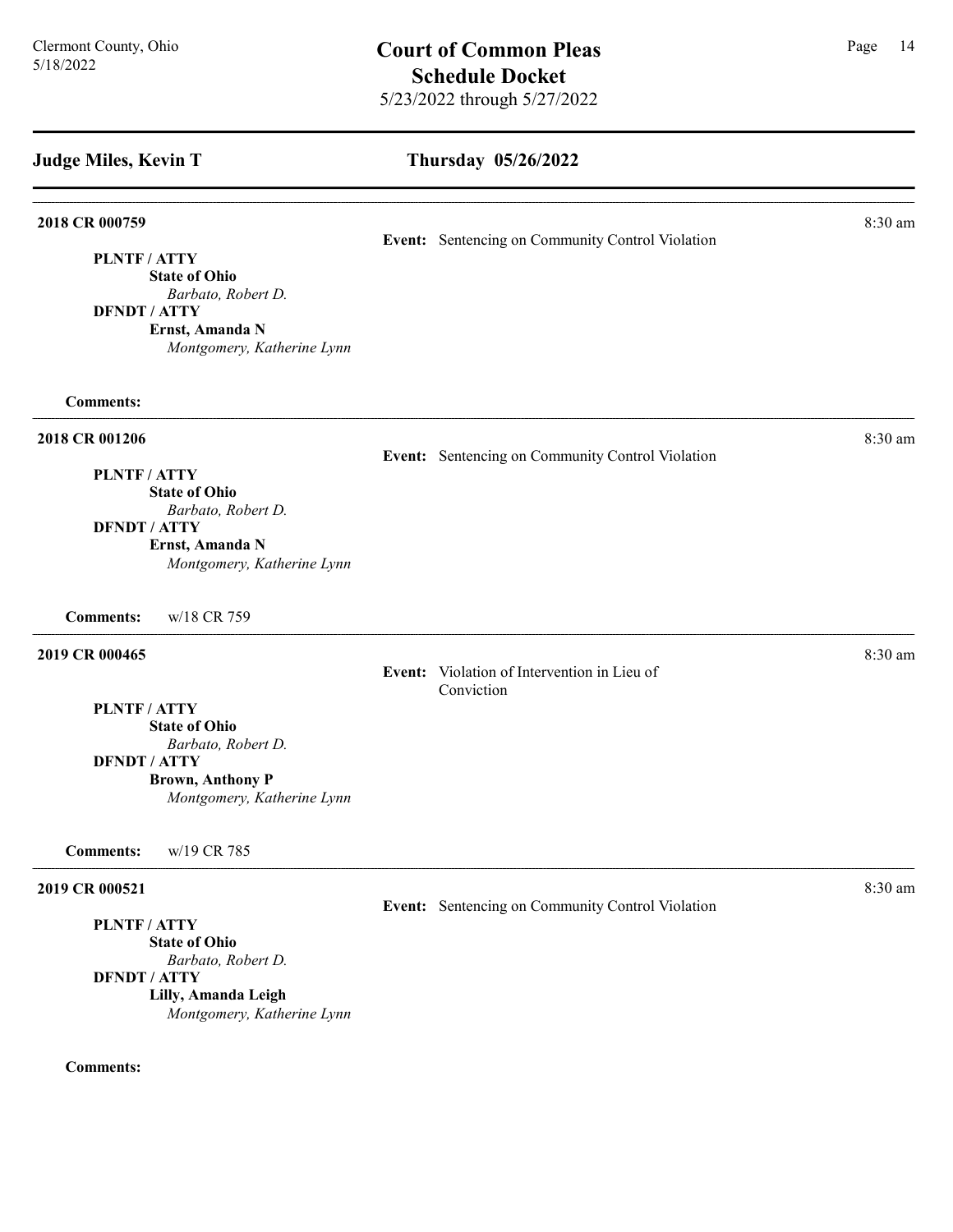## Judge Miles, Kevin T

## Thursday 05/26/2022

---

**2018 CR 000759** — 8:30 am

**Event:** Sentencing on Community Control Violation

**PLNTF / ATTY**
**State of Ohio**
*Barbato, Robert D.*
**DFNDT / ATTY**
**Ernst, Amanda N**
*Montgomery, Katherine Lynn*

**Comments:**

---

**2018 CR 001206** — 8:30 am

**Event:** Sentencing on Community Control Violation

**PLNTF / ATTY**
**State of Ohio**
*Barbato, Robert D.*
**DFNDT / ATTY**
**Ernst, Amanda N**
*Montgomery, Katherine Lynn*

**Comments:** w/18 CR 759

---

**2019 CR 000465** — 8:30 am

**Event:** Violation of Intervention in Lieu of Conviction

**PLNTF / ATTY**
**State of Ohio**
*Barbato, Robert D.*
**DFNDT / ATTY**
**Brown, Anthony P**
*Montgomery, Katherine Lynn*

**Comments:** w/19 CR 785

---

**2019 CR 000521** — 8:30 am

**Event:** Sentencing on Community Control Violation

**PLNTF / ATTY**
**State of Ohio**
*Barbato, Robert D.*
**DFNDT / ATTY**
**Lilly, Amanda Leigh**
*Montgomery, Katherine Lynn*

**Comments:**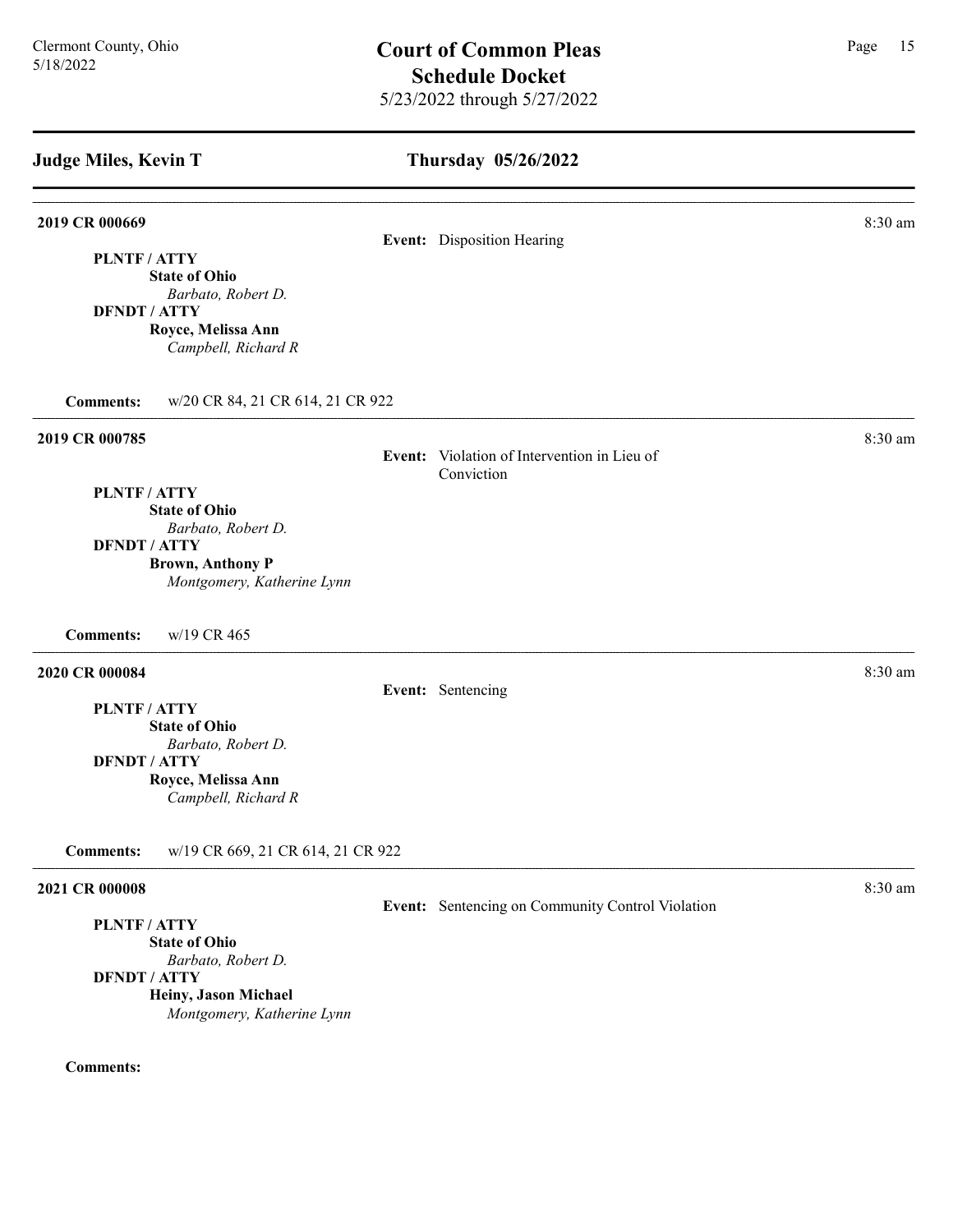## Judge Miles, Kevin T

## Thursday 05/26/2022

**2019 CR 000669** — 8:30 am

**Event:** Disposition Hearing

**PLNTF / ATTY**
**State of Ohio**
*Barbato, Robert D.*
**DFNDT / ATTY**
**Royce, Melissa Ann**
*Campbell, Richard R*

**Comments:** w/20 CR 84, 21 CR 614, 21 CR 922

---

**2019 CR 000785** — 8:30 am

**Event:** Violation of Intervention in Lieu of Conviction

**PLNTF / ATTY**
**State of Ohio**
*Barbato, Robert D.*
**DFNDT / ATTY**
**Brown, Anthony P**
*Montgomery, Katherine Lynn*

**Comments:** w/19 CR 465

---

**2020 CR 000084** — 8:30 am

**Event:** Sentencing

**PLNTF / ATTY**
**State of Ohio**
*Barbato, Robert D.*
**DFNDT / ATTY**
**Royce, Melissa Ann**
*Campbell, Richard R*

**Comments:** w/19 CR 669, 21 CR 614, 21 CR 922

---

**2021 CR 000008** — 8:30 am

**Event:** Sentencing on Community Control Violation

**PLNTF / ATTY**
**State of Ohio**
*Barbato, Robert D.*
**DFNDT / ATTY**
**Heiny, Jason Michael**
*Montgomery, Katherine Lynn*

**Comments:**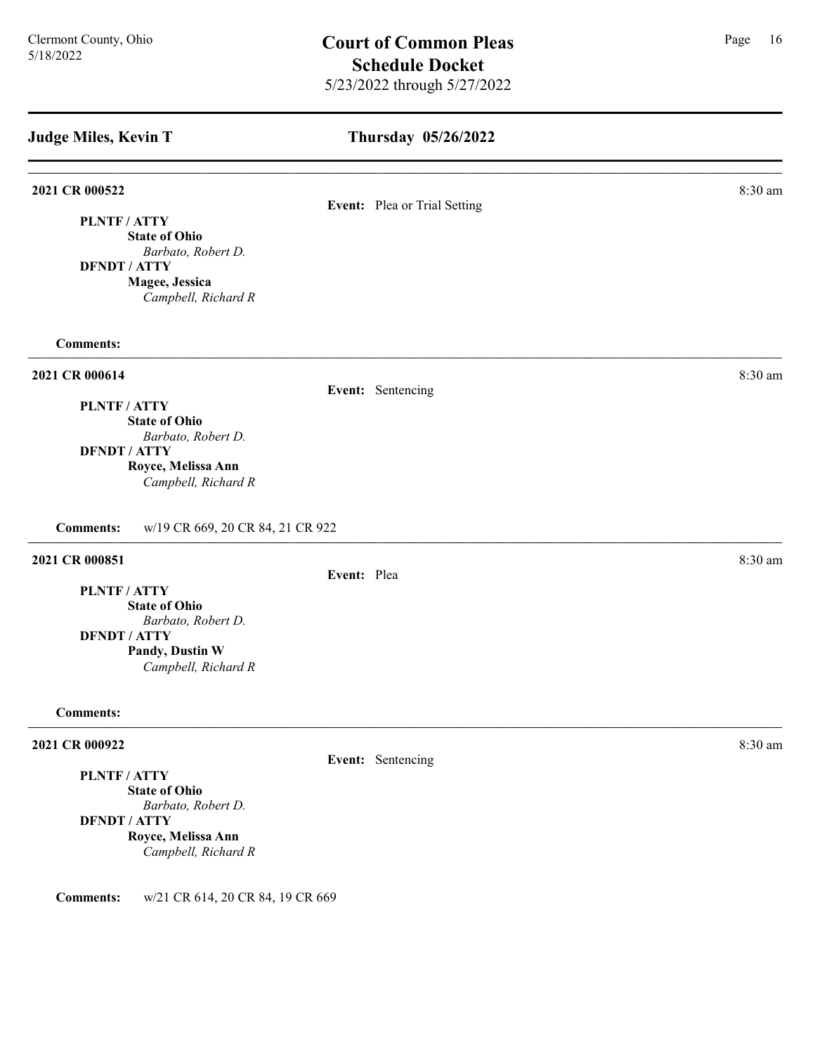## Judge Miles, Kevin T

## Thursday 05/26/2022

**2021 CR 000522** — 8:30 am

**Event:** Plea or Trial Setting

**PLNTF / ATTY**
**State of Ohio**
*Barbato, Robert D.*
**DFNDT / ATTY**
**Magee, Jessica**
*Campbell, Richard R*

**Comments:**

---

**2021 CR 000614** — 8:30 am

**Event:** Sentencing

**PLNTF / ATTY**
**State of Ohio**
*Barbato, Robert D.*
**DFNDT / ATTY**
**Royce, Melissa Ann**
*Campbell, Richard R*

**Comments:** w/19 CR 669, 20 CR 84, 21 CR 922

---

**2021 CR 000851** — 8:30 am

**Event:** Plea

**PLNTF / ATTY**
**State of Ohio**
*Barbato, Robert D.*
**DFNDT / ATTY**
**Pandy, Dustin W**
*Campbell, Richard R*

**Comments:**

---

**2021 CR 000922** — 8:30 am

**Event:** Sentencing

**PLNTF / ATTY**
**State of Ohio**
*Barbato, Robert D.*
**DFNDT / ATTY**
**Royce, Melissa Ann**
*Campbell, Richard R*

**Comments:** w/21 CR 614, 20 CR 84, 19 CR 669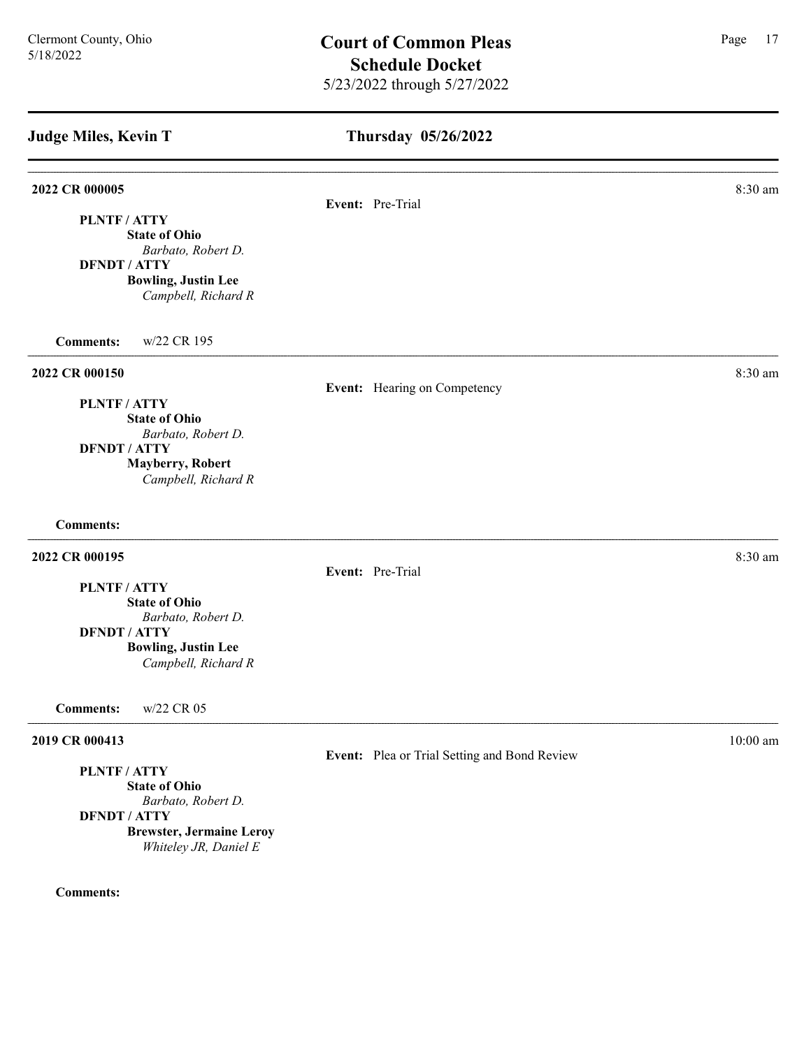## Judge Miles, Kevin T

## Thursday 05/26/2022

---

**2022 CR 000005** — 8:30 am

**Event:** Pre-Trial

**PLNTF / ATTY**
**State of Ohio**
*Barbato, Robert D.*
**DFNDT / ATTY**
**Bowling, Justin Lee**
*Campbell, Richard R*

**Comments:** w/22 CR 195

---

**2022 CR 000150** — 8:30 am

**Event:** Hearing on Competency

**PLNTF / ATTY**
**State of Ohio**
*Barbato, Robert D.*
**DFNDT / ATTY**
**Mayberry, Robert**
*Campbell, Richard R*

**Comments:**

---

**2022 CR 000195** — 8:30 am

**Event:** Pre-Trial

**PLNTF / ATTY**
**State of Ohio**
*Barbato, Robert D.*
**DFNDT / ATTY**
**Bowling, Justin Lee**
*Campbell, Richard R*

**Comments:** w/22 CR 05

---

**2019 CR 000413** — 10:00 am

**Event:** Plea or Trial Setting and Bond Review

**PLNTF / ATTY**
**State of Ohio**
*Barbato, Robert D.*
**DFNDT / ATTY**
**Brewster, Jermaine Leroy**
*Whiteley JR, Daniel E*

**Comments:**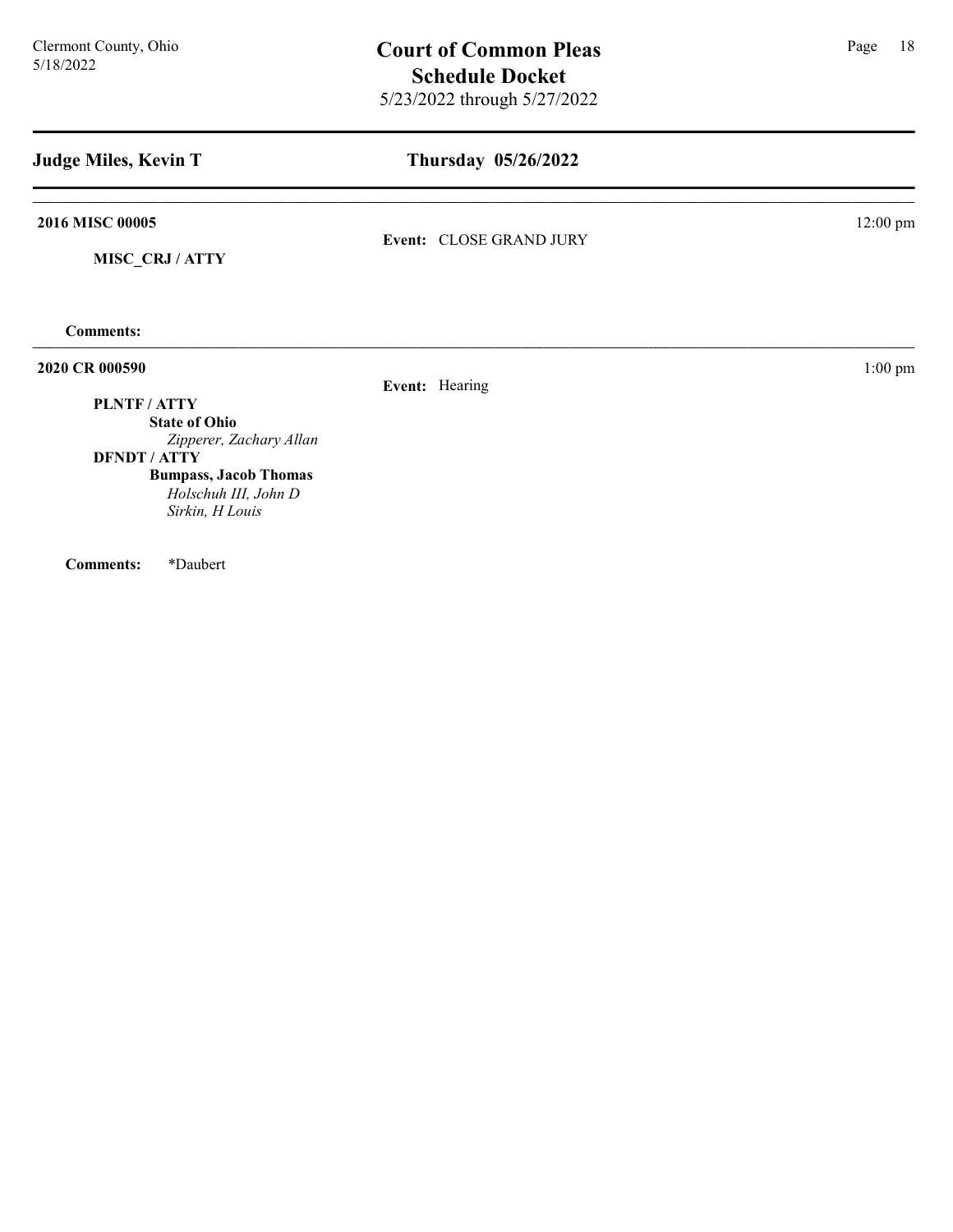## Judge Miles, Kevin T

## Thursday 05/26/2022

**2016 MISC 00005** — 12:00 pm

**Event:** CLOSE GRAND JURY

**MISC_CRJ / ATTY**

**Comments:**

---

**2020 CR 000590** — 1:00 pm

**Event:** Hearing

**PLNTF / ATTY**
- **State of Ohio**
  - *Zipperer, Zachary Allan*

**DFNDT / ATTY**
- **Bumpass, Jacob Thomas**
  - *Holschuh III, John D*
  - *Sirkin, H Louis*

**Comments:** *Daubert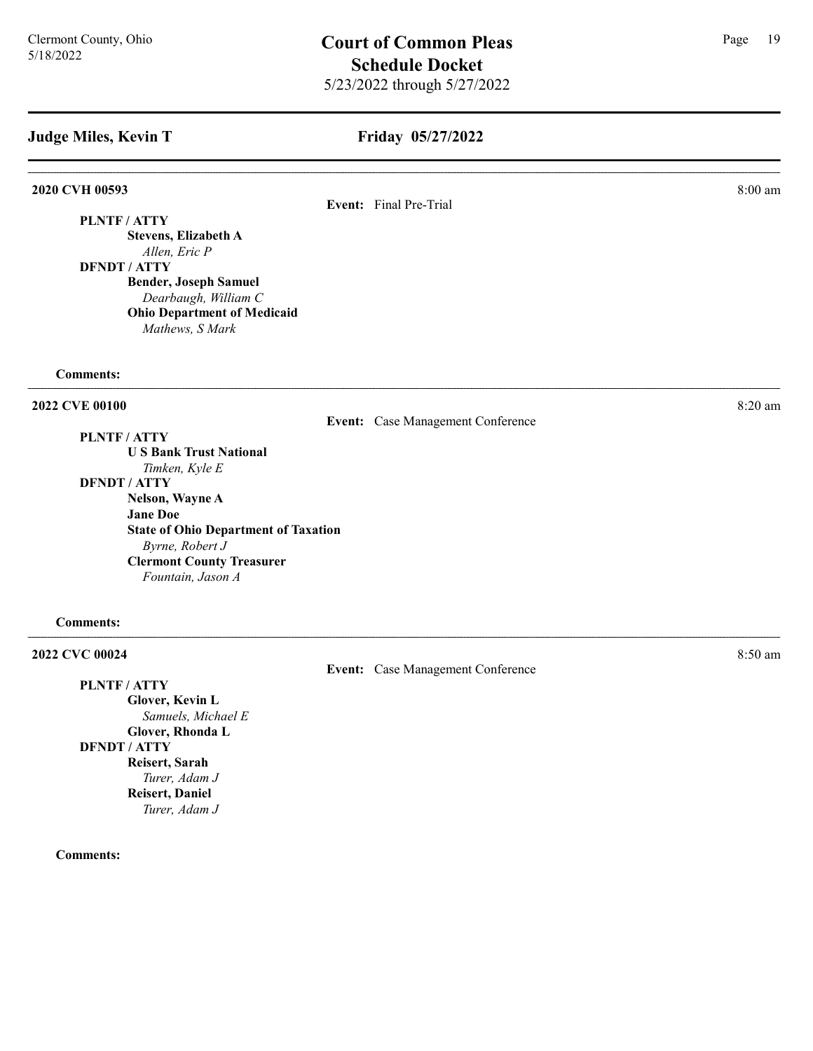## Judge Miles, Kevin T

## Friday 05/27/2022

**2020 CVH 00593** 8:00 am

**Event:** Final Pre-Trial

**PLNTF / ATTY**

**Stevens, Elizabeth A**
*Allen, Eric P*

**DFNDT / ATTY**

**Bender, Joseph Samuel**
*Dearbaugh, William C*

**Ohio Department of Medicaid**
*Mathews, S Mark*

**Comments:**

---

**2022 CVE 00100** 8:20 am

**Event:** Case Management Conference

**PLNTF / ATTY**

**U S Bank Trust National**
*Timken, Kyle E*

**DFNDT / ATTY**

**Nelson, Wayne A**

**Jane Doe**

**State of Ohio Department of Taxation**
*Byrne, Robert J*

**Clermont County Treasurer**
*Fountain, Jason A*

**Comments:**

---

**2022 CVC 00024** 8:50 am

**Event:** Case Management Conference

**PLNTF / ATTY**

**Glover, Kevin L**
*Samuels, Michael E*

**Glover, Rhonda L**

**DFNDT / ATTY**

**Reisert, Sarah**
*Turer, Adam J*

**Reisert, Daniel**
*Turer, Adam J*

**Comments:**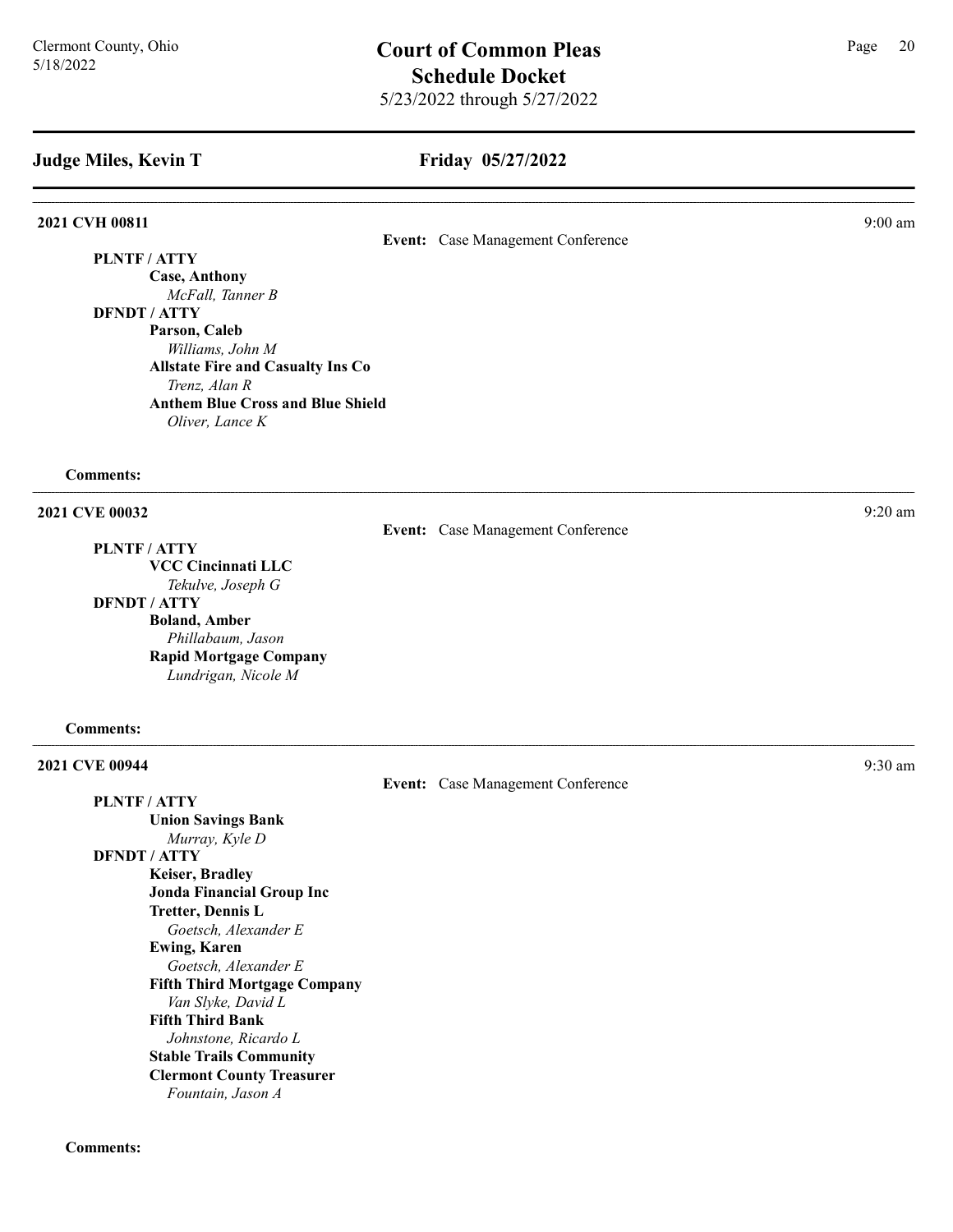## Judge Miles, Kevin T

## Friday 05/27/2022

**2021 CVH 00811** 9:00 am

**Event:** Case Management Conference

**PLNTF / ATTY**

**Case, Anthony**
*McFall, Tanner B*

**DFNDT / ATTY**

**Parson, Caleb**
*Williams, John M*

**Allstate Fire and Casualty Ins Co**
*Trenz, Alan R*

**Anthem Blue Cross and Blue Shield**
*Oliver, Lance K*

**Comments:**

---

**2021 CVE 00032** 9:20 am

**Event:** Case Management Conference

**PLNTF / ATTY**

**VCC Cincinnati LLC**
*Tekulve, Joseph G*

**DFNDT / ATTY**

**Boland, Amber**
*Phillabaum, Jason*

**Rapid Mortgage Company**
*Lundrigan, Nicole M*

**Comments:**

---

**2021 CVE 00944** 9:30 am

**Event:** Case Management Conference

**PLNTF / ATTY**

**Union Savings Bank**
*Murray, Kyle D*

**DFNDT / ATTY**

**Keiser, Bradley**

**Jonda Financial Group Inc**

**Tretter, Dennis L**
*Goetsch, Alexander E*

**Ewing, Karen**
*Goetsch, Alexander E*

**Fifth Third Mortgage Company**
*Van Slyke, David L*

**Fifth Third Bank**
*Johnstone, Ricardo L*

**Stable Trails Community**

**Clermont County Treasurer**
*Fountain, Jason A*

**Comments:**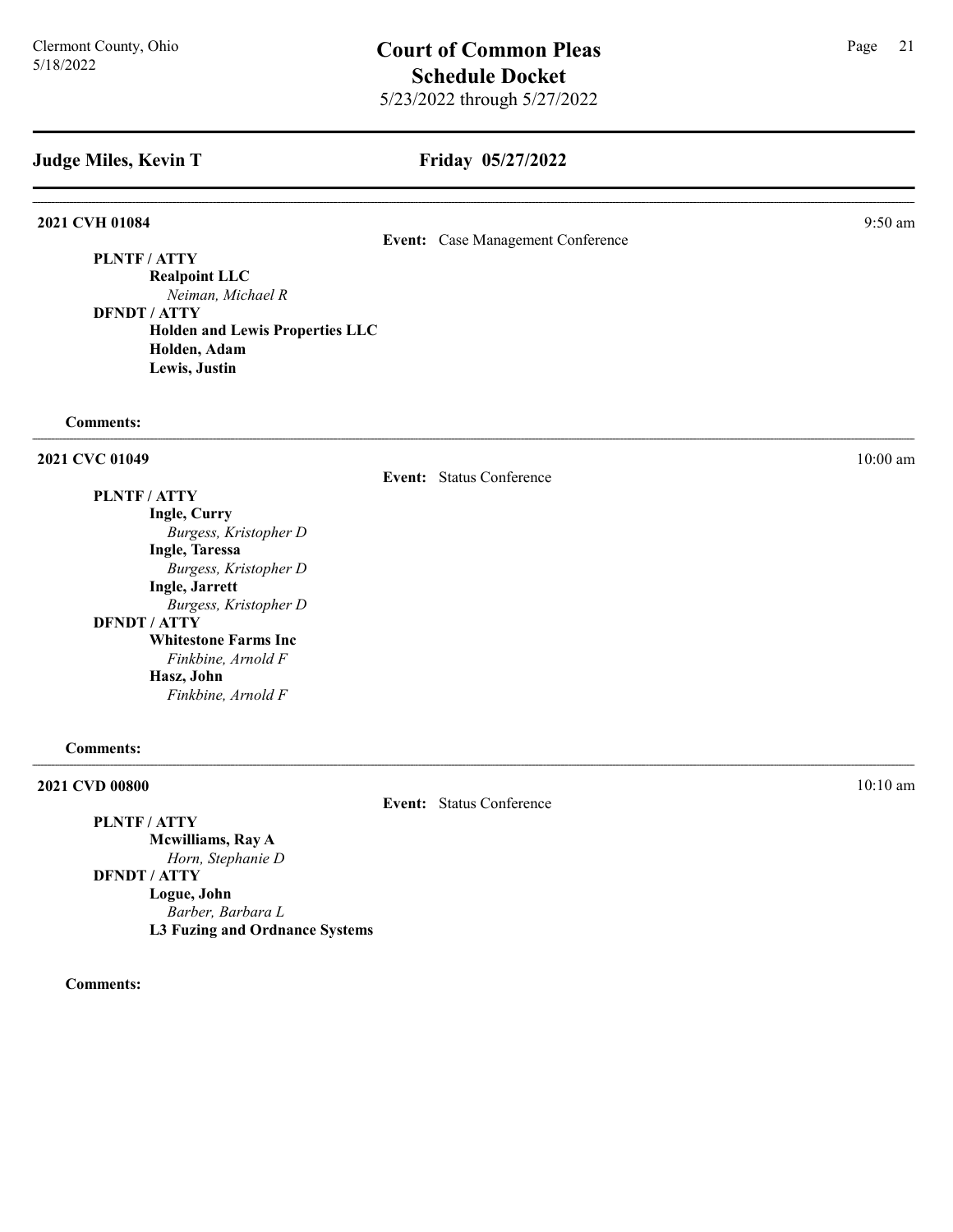## Judge Miles, Kevin T

## Friday 05/27/2022

---

**2021 CVH 01084** — 9:50 am

**Event:** Case Management Conference

**PLNTF / ATTY**

**Realpoint LLC**
*Neiman, Michael R*

**DFNDT / ATTY**

**Holden and Lewis Properties LLC**

**Holden, Adam**

**Lewis, Justin**

**Comments:**

---

**2021 CVC 01049** — 10:00 am

**Event:** Status Conference

**PLNTF / ATTY**

**Ingle, Curry**
*Burgess, Kristopher D*

**Ingle, Taressa**
*Burgess, Kristopher D*

**Ingle, Jarrett**
*Burgess, Kristopher D*

**DFNDT / ATTY**

**Whitestone Farms Inc**
*Finkbine, Arnold F*

**Hasz, John**
*Finkbine, Arnold F*

**Comments:**

---

**2021 CVD 00800** — 10:10 am

**Event:** Status Conference

**PLNTF / ATTY**

**Mcwilliams, Ray A**
*Horn, Stephanie D*

**DFNDT / ATTY**

**Logue, John**
*Barber, Barbara L*

**L3 Fuzing and Ordnance Systems**

**Comments:**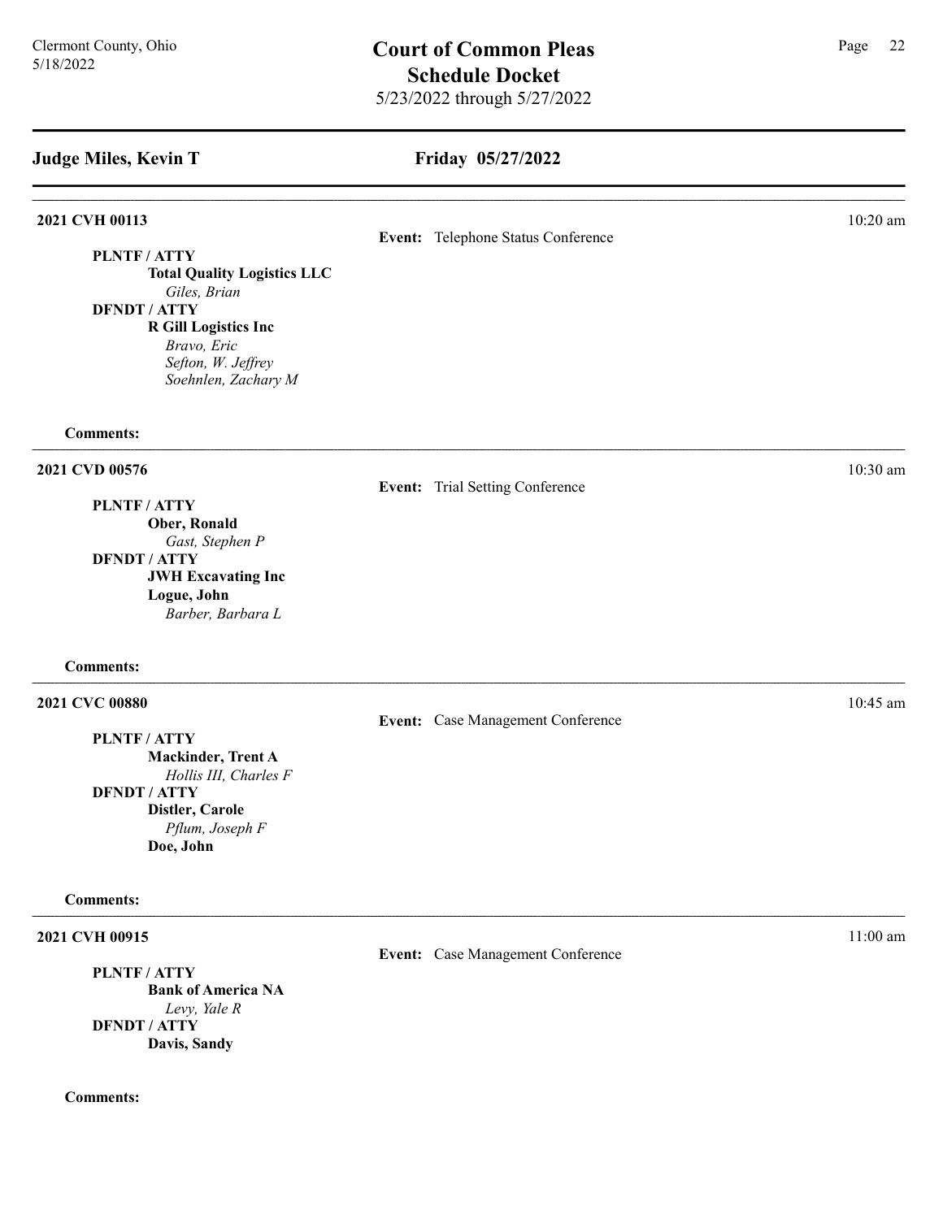## Judge Miles, Kevin T

## Friday 05/27/2022

**2021 CVH 00113** — 10:20 am

**Event:** Telephone Status Conference

**PLNTF / ATTY**
- **Total Quality Logistics LLC**
  - *Giles, Brian*

**DFNDT / ATTY**
- **R Gill Logistics Inc**
  - *Bravo, Eric*
  - *Sefton, W. Jeffrey*
  - *Soehnlen, Zachary M*

**Comments:**

---

**2021 CVD 00576** — 10:30 am

**Event:** Trial Setting Conference

**PLNTF / ATTY**
- **Ober, Ronald**
  - *Gast, Stephen P*

**DFNDT / ATTY**
- **JWH Excavating Inc**
- **Logue, John**
  - *Barber, Barbara L*

**Comments:**

---

**2021 CVC 00880** — 10:45 am

**Event:** Case Management Conference

**PLNTF / ATTY**
- **Mackinder, Trent A**
  - *Hollis III, Charles F*

**DFNDT / ATTY**
- **Distler, Carole**
  - *Pflum, Joseph F*
- **Doe, John**

**Comments:**

---

**2021 CVH 00915** — 11:00 am

**Event:** Case Management Conference

**PLNTF / ATTY**
- **Bank of America NA**
  - *Levy, Yale R*

**DFNDT / ATTY**
- **Davis, Sandy**

**Comments:**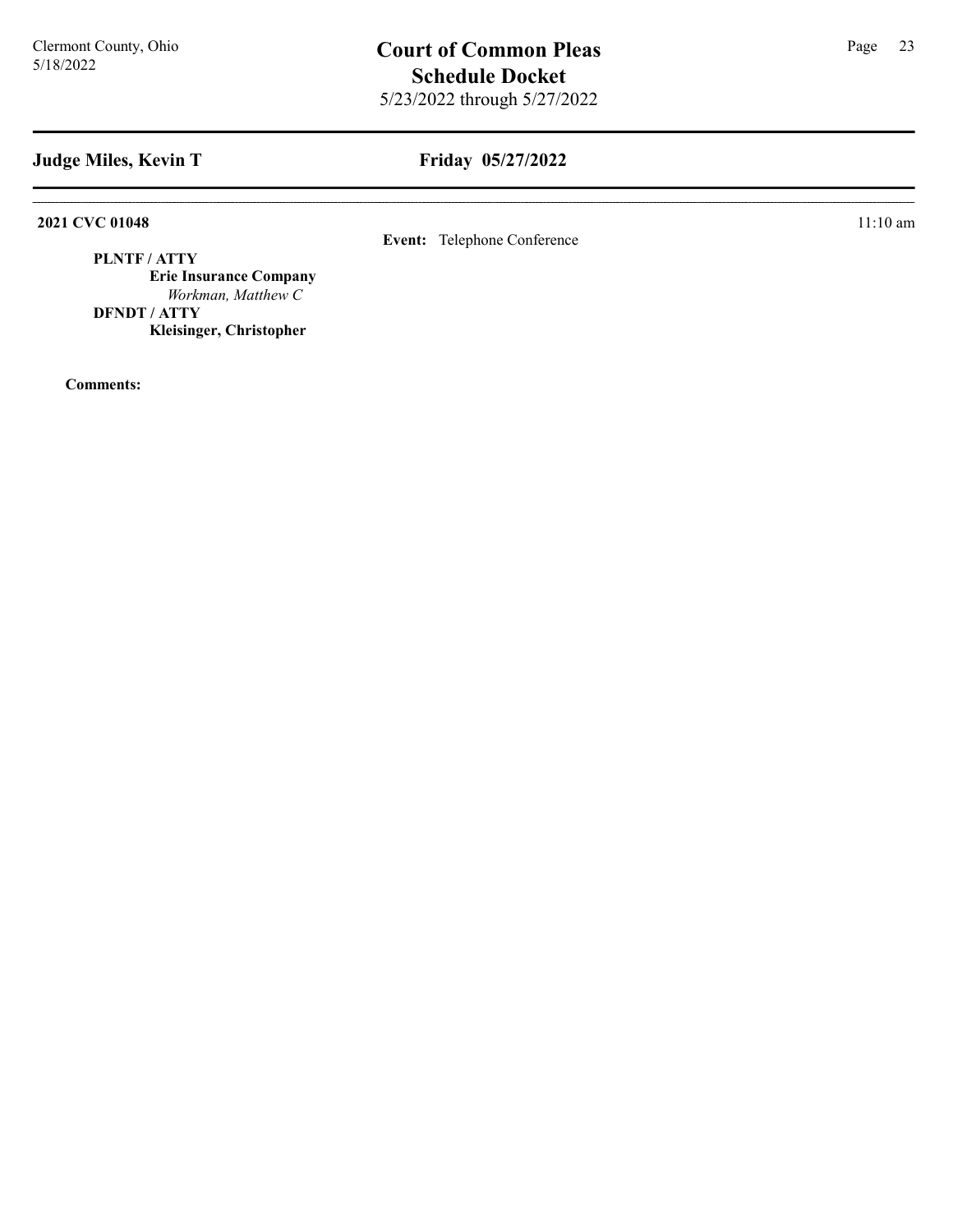## Judge Miles, Kevin T

## Friday 05/27/2022

**2021 CVC 01048** 11:10 am

**Event:** Telephone Conference

**PLNTF / ATTY**

**Erie Insurance Company**

*Workman, Matthew C*

**DFNDT / ATTY**

**Kleisinger, Christopher**

**Comments:**